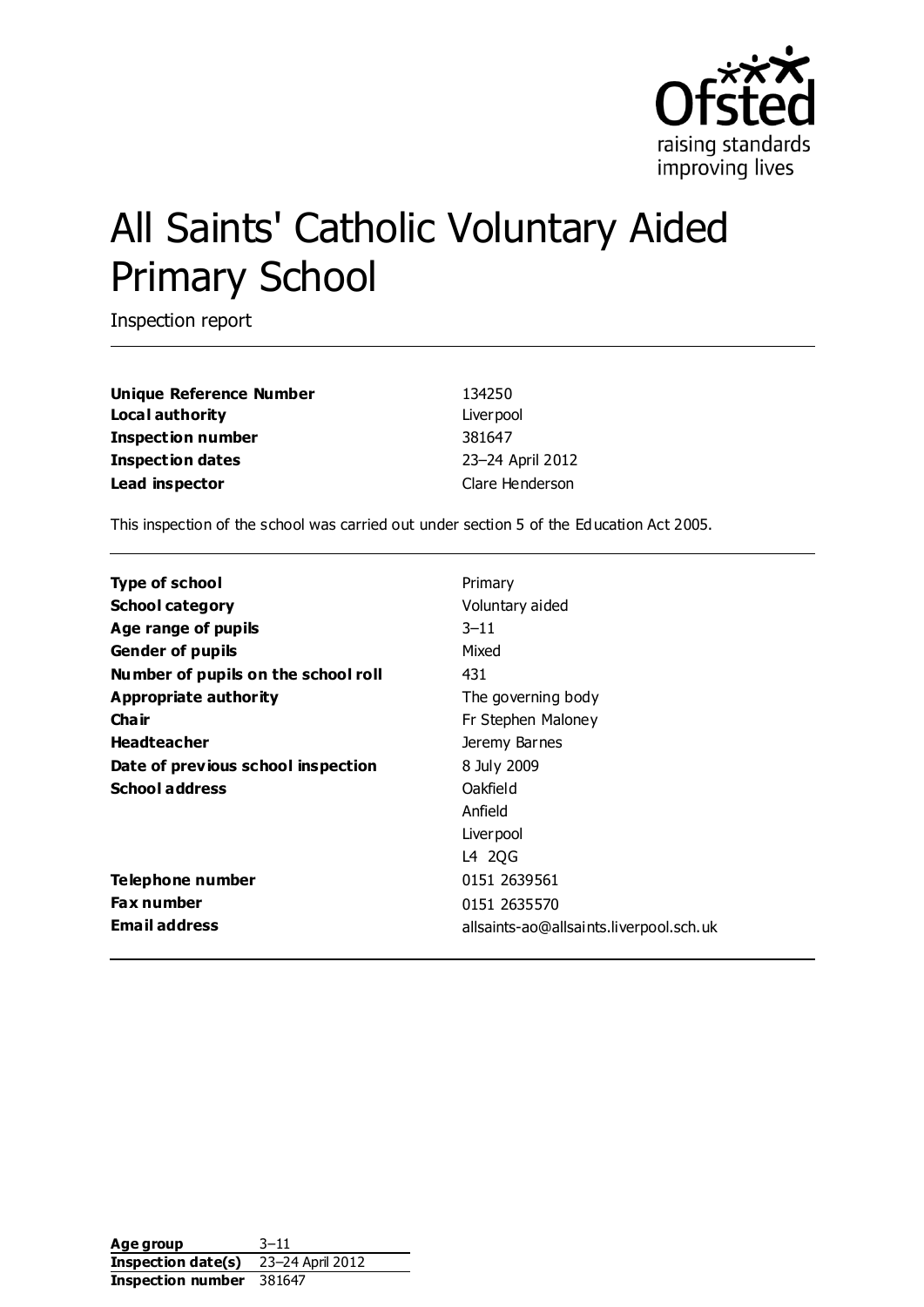# All Saints' Catholic Voluntary Aided Primary School

Inspection report

| | |
|---|---|
| **Unique Reference Number** | 134250 |
| **Local authority** | Liverpool |
| **Inspection number** | 381647 |
| **Inspection dates** | 23–24 April 2012 |
| **Lead inspector** | Clare Henderson |

This inspection of the school was carried out under section 5 of the Education Act 2005.

| | |
|---|---|
| **Type of school** | Primary |
| **School category** | Voluntary aided |
| **Age range of pupils** | 3–11 |
| **Gender of pupils** | Mixed |
| **Number of pupils on the school roll** | 431 |
| **Appropriate authority** | The governing body |
| **Chair** | Fr Stephen Maloney |
| **Headteacher** | Jeremy Barnes |
| **Date of previous school inspection** | 8 July 2009 |
| **School address** | Oakfield<br>Anfield<br>Liverpool<br>L4 2QG |
| **Telephone number** | 0151 2639561 |
| **Fax number** | 0151 2635570 |
| **Email address** | allsaints-ao@allsaints.liverpool.sch.uk |

| | |
|---|---|
| **Age group** | 3–11 |
| **Inspection date(s)** | 23–24 April 2012 |
| **Inspection number** | 381647 |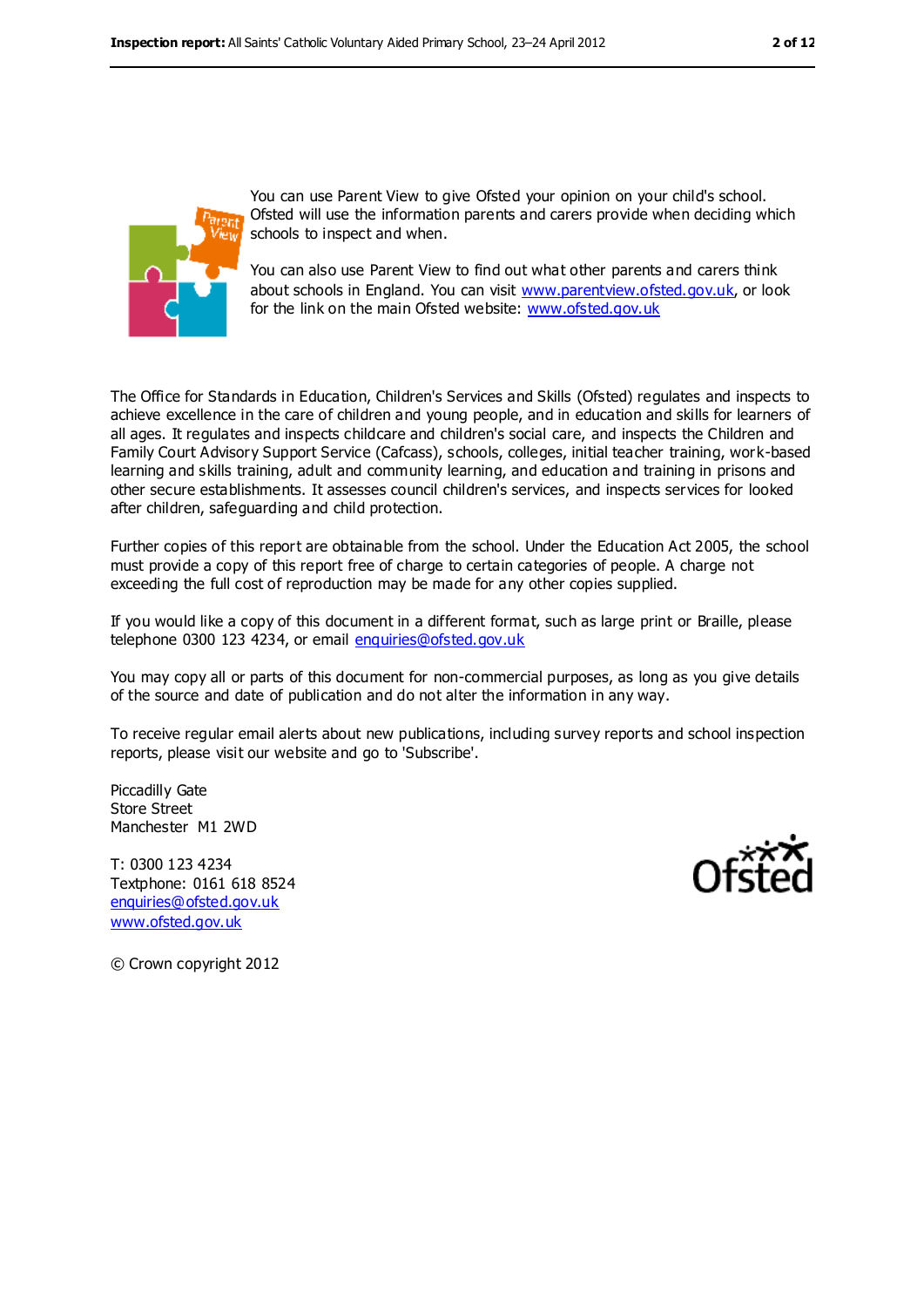You can use Parent View to give Ofsted your opinion on your child's school. Ofsted will use the information parents and carers provide when deciding which schools to inspect and when.

You can also use Parent View to find out what other parents and carers think about schools in England. You can visit www.parentview.ofsted.gov.uk, or look for the link on the main Ofsted website: www.ofsted.gov.uk

The Office for Standards in Education, Children's Services and Skills (Ofsted) regulates and inspects to achieve excellence in the care of children and young people, and in education and skills for learners of all ages. It regulates and inspects childcare and children's social care, and inspects the Children and Family Court Advisory Support Service (Cafcass), schools, colleges, initial teacher training, work-based learning and skills training, adult and community learning, and education and training in prisons and other secure establishments. It assesses council children's services, and inspects services for looked after children, safeguarding and child protection.

Further copies of this report are obtainable from the school. Under the Education Act 2005, the school must provide a copy of this report free of charge to certain categories of people. A charge not exceeding the full cost of reproduction may be made for any other copies supplied.

If you would like a copy of this document in a different format, such as large print or Braille, please telephone 0300 123 4234, or email enquiries@ofsted.gov.uk

You may copy all or parts of this document for non-commercial purposes, as long as you give details of the source and date of publication and do not alter the information in any way.

To receive regular email alerts about new publications, including survey reports and school inspection reports, please visit our website and go to 'Subscribe'.

Piccadilly Gate
Store Street
Manchester M1 2WD

T: 0300 123 4234
Textphone: 0161 618 8524
enquiries@ofsted.gov.uk
www.ofsted.gov.uk

© Crown copyright 2012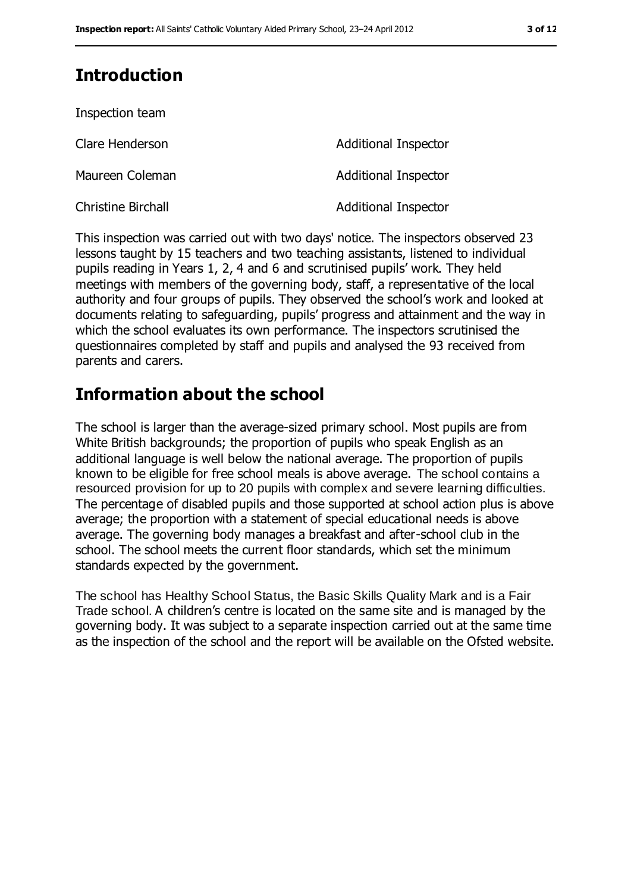## Introduction

Inspection team

| | |
|---|---|
| Clare Henderson | Additional Inspector |
| Maureen Coleman | Additional Inspector |
| Christine Birchall | Additional Inspector |

This inspection was carried out with two days' notice. The inspectors observed 23 lessons taught by 15 teachers and two teaching assistants, listened to individual pupils reading in Years 1, 2, 4 and 6 and scrutinised pupils' work. They held meetings with members of the governing body, staff, a representative of the local authority and four groups of pupils. They observed the school's work and looked at documents relating to safeguarding, pupils' progress and attainment and the way in which the school evaluates its own performance. The inspectors scrutinised the questionnaires completed by staff and pupils and analysed the 93 received from parents and carers.

## Information about the school

The school is larger than the average-sized primary school. Most pupils are from White British backgrounds; the proportion of pupils who speak English as an additional language is well below the national average. The proportion of pupils known to be eligible for free school meals is above average. The school contains a resourced provision for up to 20 pupils with complex and severe learning difficulties. The percentage of disabled pupils and those supported at school action plus is above average; the proportion with a statement of special educational needs is above average. The governing body manages a breakfast and after-school club in the school. The school meets the current floor standards, which set the minimum standards expected by the government.

The school has Healthy School Status, the Basic Skills Quality Mark and is a Fair Trade school. A children's centre is located on the same site and is managed by the governing body. It was subject to a separate inspection carried out at the same time as the inspection of the school and the report will be available on the Ofsted website.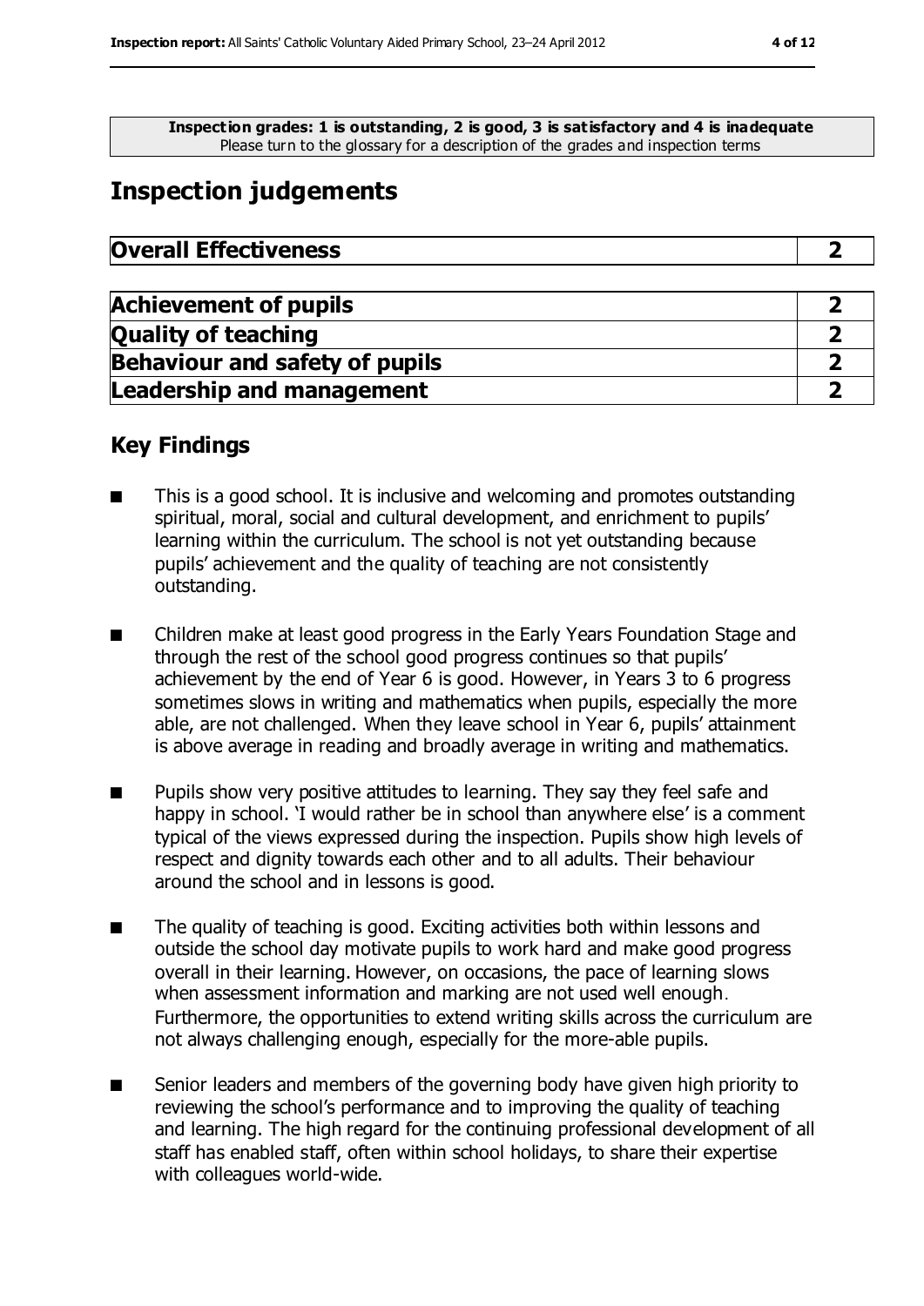**Inspection grades: 1 is outstanding, 2 is good, 3 is satisfactory and 4 is inadequate**
Please turn to the glossary for a description of the grades and inspection terms

## Inspection judgements

| **Overall Effectiveness** | **2** |
|---|---|

| **Achievement of pupils** | **2** |
|---|---|
| **Quality of teaching** | **2** |
| **Behaviour and safety of pupils** | **2** |
| **Leadership and management** | **2** |

### Key Findings

- This is a good school. It is inclusive and welcoming and promotes outstanding spiritual, moral, social and cultural development, and enrichment to pupils' learning within the curriculum. The school is not yet outstanding because pupils' achievement and the quality of teaching are not consistently outstanding.
- Children make at least good progress in the Early Years Foundation Stage and through the rest of the school good progress continues so that pupils' achievement by the end of Year 6 is good. However, in Years 3 to 6 progress sometimes slows in writing and mathematics when pupils, especially the more able, are not challenged. When they leave school in Year 6, pupils' attainment is above average in reading and broadly average in writing and mathematics.
- Pupils show very positive attitudes to learning. They say they feel safe and happy in school. 'I would rather be in school than anywhere else' is a comment typical of the views expressed during the inspection. Pupils show high levels of respect and dignity towards each other and to all adults. Their behaviour around the school and in lessons is good.
- The quality of teaching is good. Exciting activities both within lessons and outside the school day motivate pupils to work hard and make good progress overall in their learning. However, on occasions, the pace of learning slows when assessment information and marking are not used well enough. Furthermore, the opportunities to extend writing skills across the curriculum are not always challenging enough, especially for the more-able pupils.
- Senior leaders and members of the governing body have given high priority to reviewing the school's performance and to improving the quality of teaching and learning. The high regard for the continuing professional development of all staff has enabled staff, often within school holidays, to share their expertise with colleagues world-wide.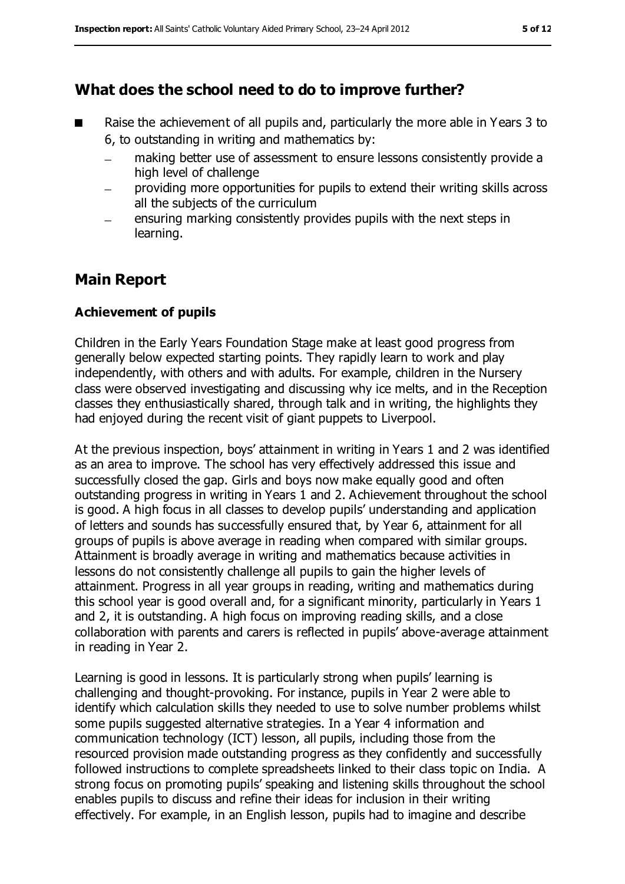## What does the school need to do to improve further?

- Raise the achievement of all pupils and, particularly the more able in Years 3 to 6, to outstanding in writing and mathematics by:
  - making better use of assessment to ensure lessons consistently provide a high level of challenge
  - providing more opportunities for pupils to extend their writing skills across all the subjects of the curriculum
  - ensuring marking consistently provides pupils with the next steps in learning.

## Main Report

### Achievement of pupils

Children in the Early Years Foundation Stage make at least good progress from generally below expected starting points. They rapidly learn to work and play independently, with others and with adults. For example, children in the Nursery class were observed investigating and discussing why ice melts, and in the Reception classes they enthusiastically shared, through talk and in writing, the highlights they had enjoyed during the recent visit of giant puppets to Liverpool.

At the previous inspection, boys' attainment in writing in Years 1 and 2 was identified as an area to improve. The school has very effectively addressed this issue and successfully closed the gap. Girls and boys now make equally good and often outstanding progress in writing in Years 1 and 2. Achievement throughout the school is good. A high focus in all classes to develop pupils' understanding and application of letters and sounds has successfully ensured that, by Year 6, attainment for all groups of pupils is above average in reading when compared with similar groups. Attainment is broadly average in writing and mathematics because activities in lessons do not consistently challenge all pupils to gain the higher levels of attainment. Progress in all year groups in reading, writing and mathematics during this school year is good overall and, for a significant minority, particularly in Years 1 and 2, it is outstanding. A high focus on improving reading skills, and a close collaboration with parents and carers is reflected in pupils' above-average attainment in reading in Year 2.

Learning is good in lessons. It is particularly strong when pupils' learning is challenging and thought-provoking. For instance, pupils in Year 2 were able to identify which calculation skills they needed to use to solve number problems whilst some pupils suggested alternative strategies. In a Year 4 information and communication technology (ICT) lesson, all pupils, including those from the resourced provision made outstanding progress as they confidently and successfully followed instructions to complete spreadsheets linked to their class topic on India. A strong focus on promoting pupils' speaking and listening skills throughout the school enables pupils to discuss and refine their ideas for inclusion in their writing effectively. For example, in an English lesson, pupils had to imagine and describe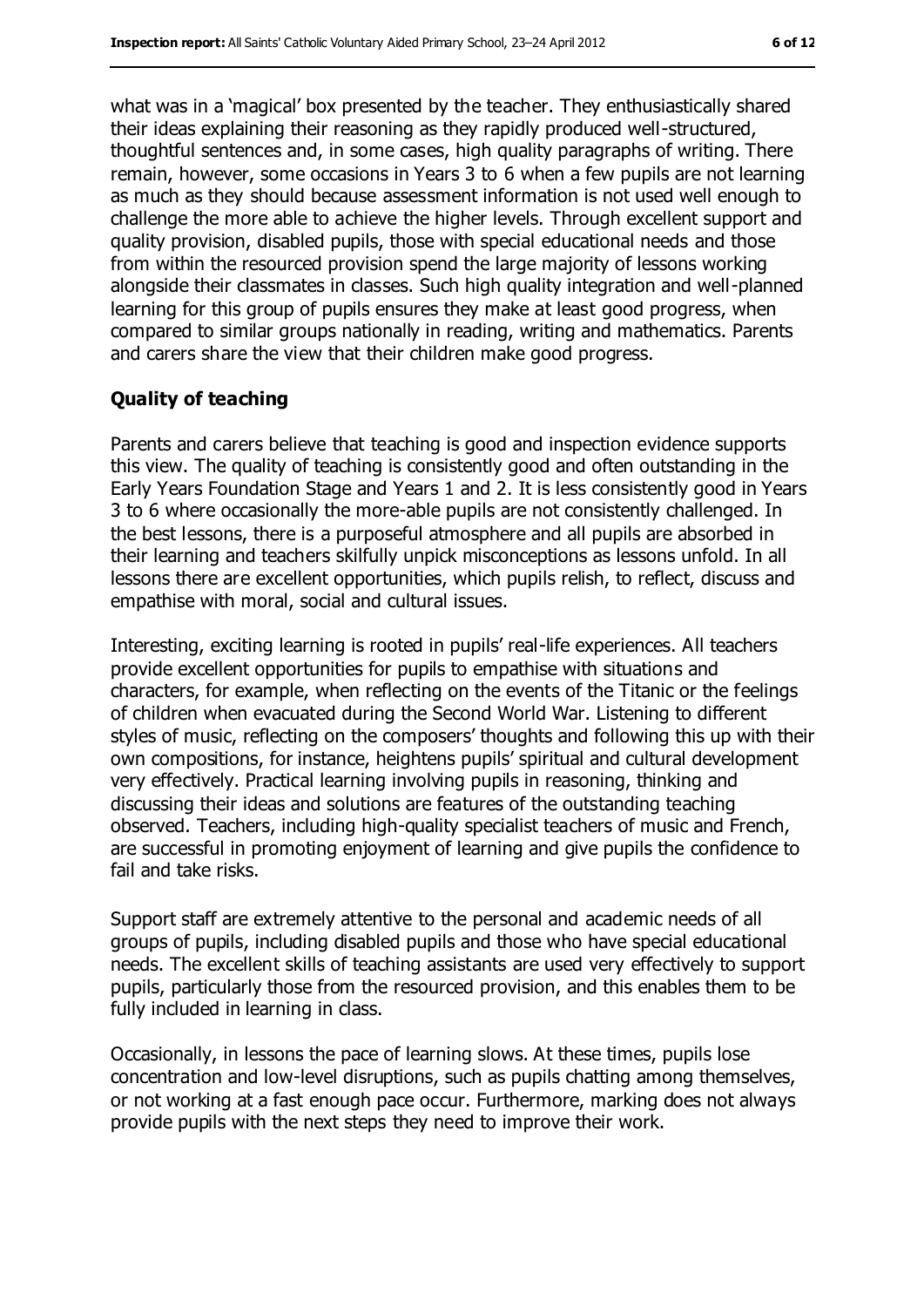what was in a 'magical' box presented by the teacher. They enthusiastically shared their ideas explaining their reasoning as they rapidly produced well-structured, thoughtful sentences and, in some cases, high quality paragraphs of writing. There remain, however, some occasions in Years 3 to 6 when a few pupils are not learning as much as they should because assessment information is not used well enough to challenge the more able to achieve the higher levels. Through excellent support and quality provision, disabled pupils, those with special educational needs and those from within the resourced provision spend the large majority of lessons working alongside their classmates in classes. Such high quality integration and well-planned learning for this group of pupils ensures they make at least good progress, when compared to similar groups nationally in reading, writing and mathematics. Parents and carers share the view that their children make good progress.

### Quality of teaching

Parents and carers believe that teaching is good and inspection evidence supports this view. The quality of teaching is consistently good and often outstanding in the Early Years Foundation Stage and Years 1 and 2. It is less consistently good in Years 3 to 6 where occasionally the more-able pupils are not consistently challenged. In the best lessons, there is a purposeful atmosphere and all pupils are absorbed in their learning and teachers skilfully unpick misconceptions as lessons unfold. In all lessons there are excellent opportunities, which pupils relish, to reflect, discuss and empathise with moral, social and cultural issues.

Interesting, exciting learning is rooted in pupils' real-life experiences. All teachers provide excellent opportunities for pupils to empathise with situations and characters, for example, when reflecting on the events of the Titanic or the feelings of children when evacuated during the Second World War. Listening to different styles of music, reflecting on the composers' thoughts and following this up with their own compositions, for instance, heightens pupils' spiritual and cultural development very effectively. Practical learning involving pupils in reasoning, thinking and discussing their ideas and solutions are features of the outstanding teaching observed. Teachers, including high-quality specialist teachers of music and French, are successful in promoting enjoyment of learning and give pupils the confidence to fail and take risks.

Support staff are extremely attentive to the personal and academic needs of all groups of pupils, including disabled pupils and those who have special educational needs. The excellent skills of teaching assistants are used very effectively to support pupils, particularly those from the resourced provision, and this enables them to be fully included in learning in class.

Occasionally, in lessons the pace of learning slows. At these times, pupils lose concentration and low-level disruptions, such as pupils chatting among themselves, or not working at a fast enough pace occur. Furthermore, marking does not always provide pupils with the next steps they need to improve their work.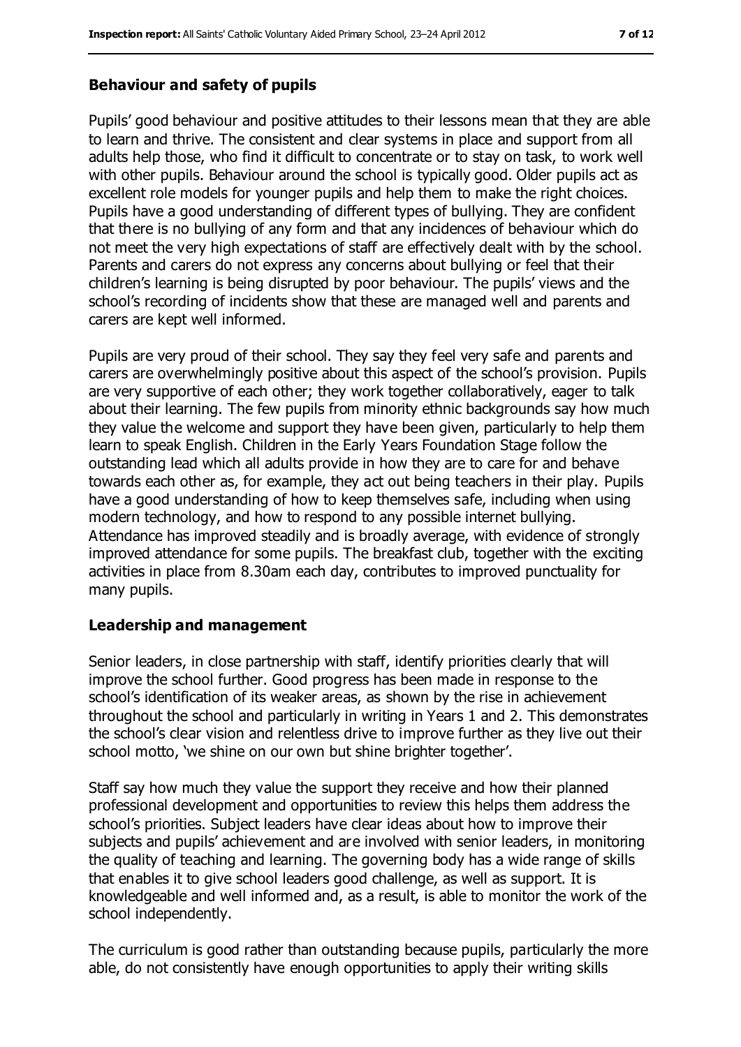### Behaviour and safety of pupils

Pupils' good behaviour and positive attitudes to their lessons mean that they are able to learn and thrive. The consistent and clear systems in place and support from all adults help those, who find it difficult to concentrate or to stay on task, to work well with other pupils. Behaviour around the school is typically good. Older pupils act as excellent role models for younger pupils and help them to make the right choices. Pupils have a good understanding of different types of bullying. They are confident that there is no bullying of any form and that any incidences of behaviour which do not meet the very high expectations of staff are effectively dealt with by the school. Parents and carers do not express any concerns about bullying or feel that their children's learning is being disrupted by poor behaviour. The pupils' views and the school's recording of incidents show that these are managed well and parents and carers are kept well informed.

Pupils are very proud of their school. They say they feel very safe and parents and carers are overwhelmingly positive about this aspect of the school's provision. Pupils are very supportive of each other; they work together collaboratively, eager to talk about their learning. The few pupils from minority ethnic backgrounds say how much they value the welcome and support they have been given, particularly to help them learn to speak English. Children in the Early Years Foundation Stage follow the outstanding lead which all adults provide in how they are to care for and behave towards each other as, for example, they act out being teachers in their play. Pupils have a good understanding of how to keep themselves safe, including when using modern technology, and how to respond to any possible internet bullying. Attendance has improved steadily and is broadly average, with evidence of strongly improved attendance for some pupils. The breakfast club, together with the exciting activities in place from 8.30am each day, contributes to improved punctuality for many pupils.

### Leadership and management

Senior leaders, in close partnership with staff, identify priorities clearly that will improve the school further. Good progress has been made in response to the school's identification of its weaker areas, as shown by the rise in achievement throughout the school and particularly in writing in Years 1 and 2. This demonstrates the school's clear vision and relentless drive to improve further as they live out their school motto, 'we shine on our own but shine brighter together'.

Staff say how much they value the support they receive and how their planned professional development and opportunities to review this helps them address the school's priorities. Subject leaders have clear ideas about how to improve their subjects and pupils' achievement and are involved with senior leaders, in monitoring the quality of teaching and learning. The governing body has a wide range of skills that enables it to give school leaders good challenge, as well as support. It is knowledgeable and well informed and, as a result, is able to monitor the work of the school independently.

The curriculum is good rather than outstanding because pupils, particularly the more able, do not consistently have enough opportunities to apply their writing skills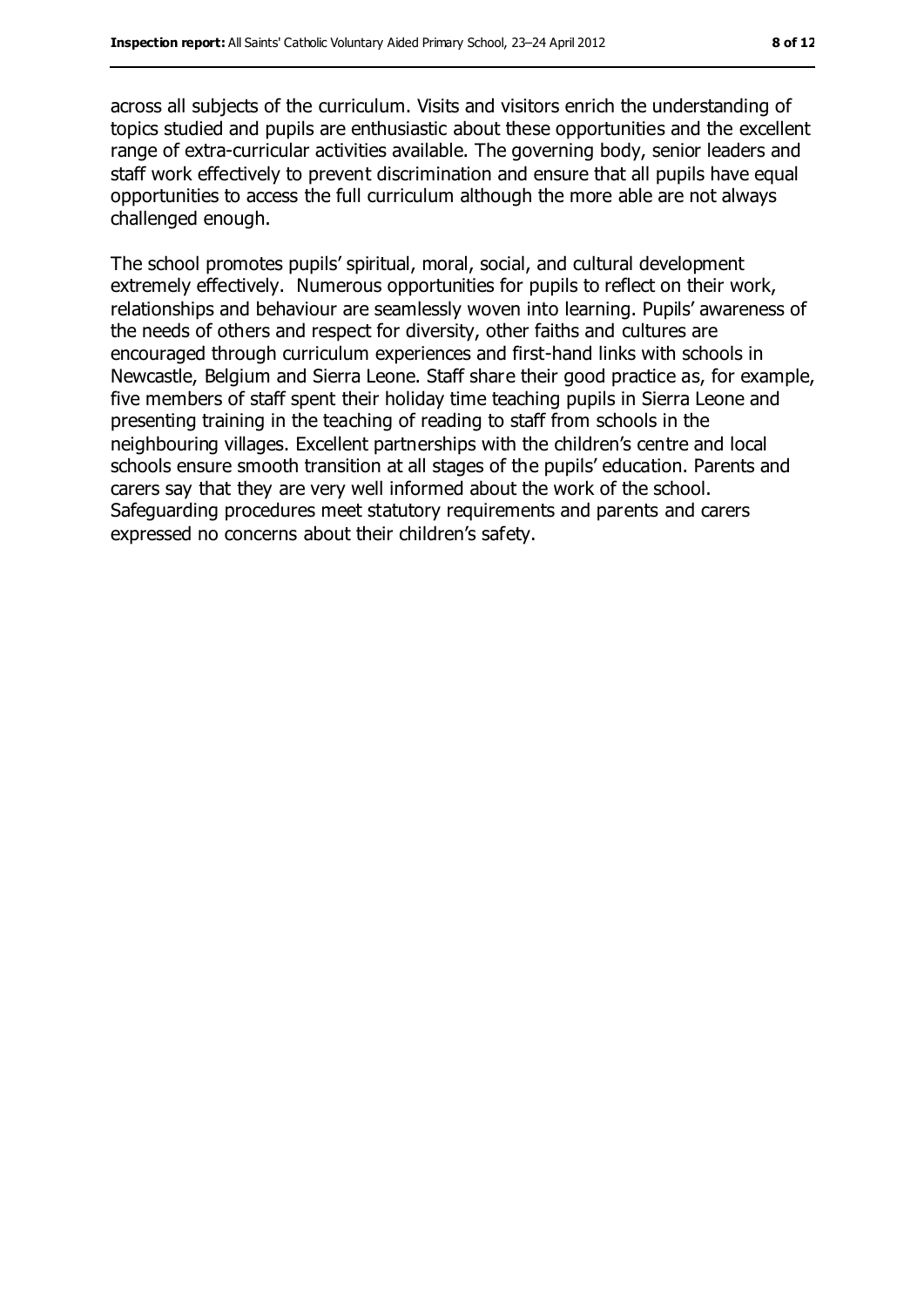across all subjects of the curriculum. Visits and visitors enrich the understanding of topics studied and pupils are enthusiastic about these opportunities and the excellent range of extra-curricular activities available. The governing body, senior leaders and staff work effectively to prevent discrimination and ensure that all pupils have equal opportunities to access the full curriculum although the more able are not always challenged enough.

The school promotes pupils' spiritual, moral, social, and cultural development extremely effectively. Numerous opportunities for pupils to reflect on their work, relationships and behaviour are seamlessly woven into learning. Pupils' awareness of the needs of others and respect for diversity, other faiths and cultures are encouraged through curriculum experiences and first-hand links with schools in Newcastle, Belgium and Sierra Leone. Staff share their good practice as, for example, five members of staff spent their holiday time teaching pupils in Sierra Leone and presenting training in the teaching of reading to staff from schools in the neighbouring villages. Excellent partnerships with the children's centre and local schools ensure smooth transition at all stages of the pupils' education. Parents and carers say that they are very well informed about the work of the school. Safeguarding procedures meet statutory requirements and parents and carers expressed no concerns about their children's safety.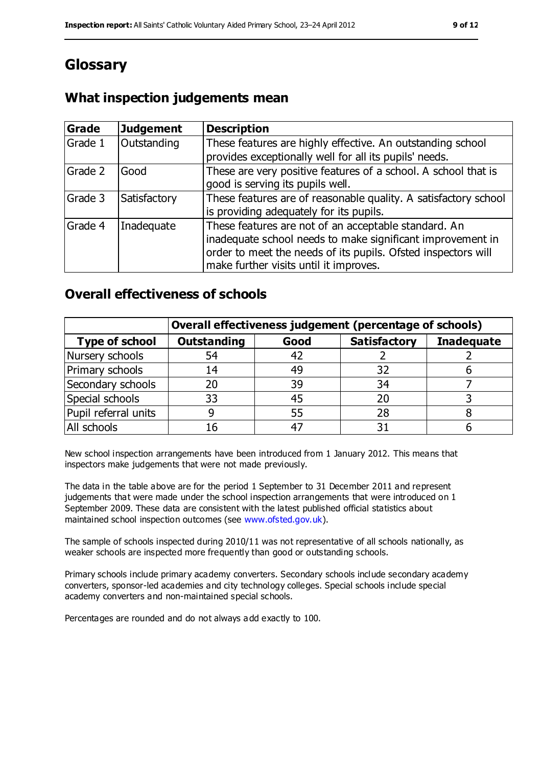# Glossary

## What inspection judgements mean

| Grade | Judgement | Description |
|---|---|---|
| Grade 1 | Outstanding | These features are highly effective. An outstanding school provides exceptionally well for all its pupils' needs. |
| Grade 2 | Good | These are very positive features of a school. A school that is good is serving its pupils well. |
| Grade 3 | Satisfactory | These features are of reasonable quality. A satisfactory school is providing adequately for its pupils. |
| Grade 4 | Inadequate | These features are not of an acceptable standard. An inadequate school needs to make significant improvement in order to meet the needs of its pupils. Ofsted inspectors will make further visits until it improves. |

## Overall effectiveness of schools

| | Overall effectiveness judgement (percentage of schools) | | | |
|---|---|---|---|---|
| **Type of school** | **Outstanding** | **Good** | **Satisfactory** | **Inadequate** |
| Nursery schools | 54 | 42 | 2 | 2 |
| Primary schools | 14 | 49 | 32 | 6 |
| Secondary schools | 20 | 39 | 34 | 7 |
| Special schools | 33 | 45 | 20 | 3 |
| Pupil referral units | 9 | 55 | 28 | 8 |
| All schools | 16 | 47 | 31 | 6 |

New school inspection arrangements have been introduced from 1 January 2012. This means that inspectors make judgements that were not made previously.

The data in the table above are for the period 1 September to 31 December 2011 and represent judgements that were made under the school inspection arrangements that were introduced on 1 September 2009. These data are consistent with the latest published official statistics about maintained school inspection outcomes (see www.ofsted.gov.uk).

The sample of schools inspected during 2010/11 was not representative of all schools nationally, as weaker schools are inspected more frequently than good or outstanding schools.

Primary schools include primary academy converters. Secondary schools include secondary academy converters, sponsor-led academies and city technology colleges. Special schools include special academy converters and non-maintained special schools.

Percentages are rounded and do not always add exactly to 100.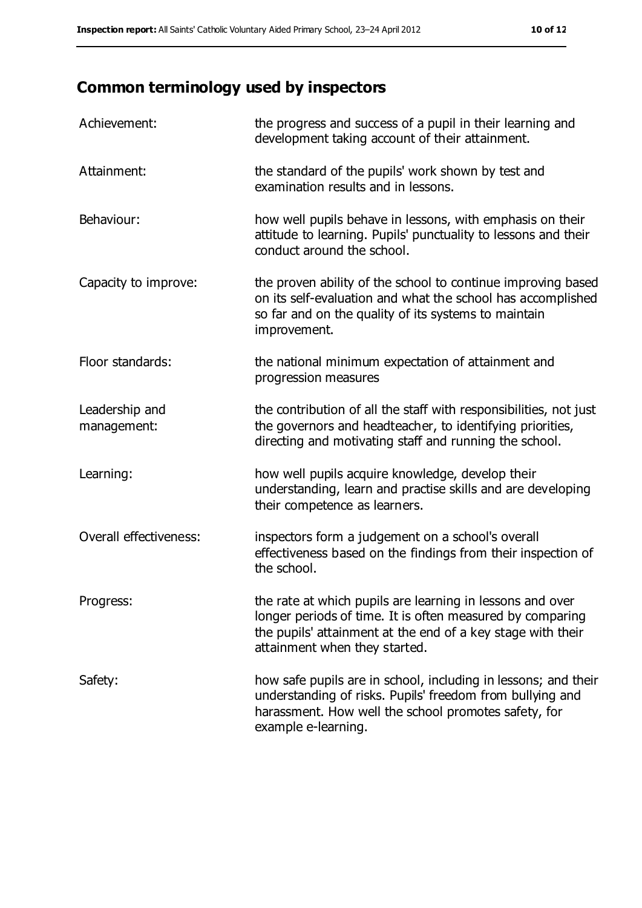## Common terminology used by inspectors

| | |
|---|---|
| Achievement: | the progress and success of a pupil in their learning and development taking account of their attainment. |
| Attainment: | the standard of the pupils' work shown by test and examination results and in lessons. |
| Behaviour: | how well pupils behave in lessons, with emphasis on their attitude to learning. Pupils' punctuality to lessons and their conduct around the school. |
| Capacity to improve: | the proven ability of the school to continue improving based on its self-evaluation and what the school has accomplished so far and on the quality of its systems to maintain improvement. |
| Floor standards: | the national minimum expectation of attainment and progression measures |
| Leadership and management: | the contribution of all the staff with responsibilities, not just the governors and headteacher, to identifying priorities, directing and motivating staff and running the school. |
| Learning: | how well pupils acquire knowledge, develop their understanding, learn and practise skills and are developing their competence as learners. |
| Overall effectiveness: | inspectors form a judgement on a school's overall effectiveness based on the findings from their inspection of the school. |
| Progress: | the rate at which pupils are learning in lessons and over longer periods of time. It is often measured by comparing the pupils' attainment at the end of a key stage with their attainment when they started. |
| Safety: | how safe pupils are in school, including in lessons; and their understanding of risks. Pupils' freedom from bullying and harassment. How well the school promotes safety, for example e-learning. |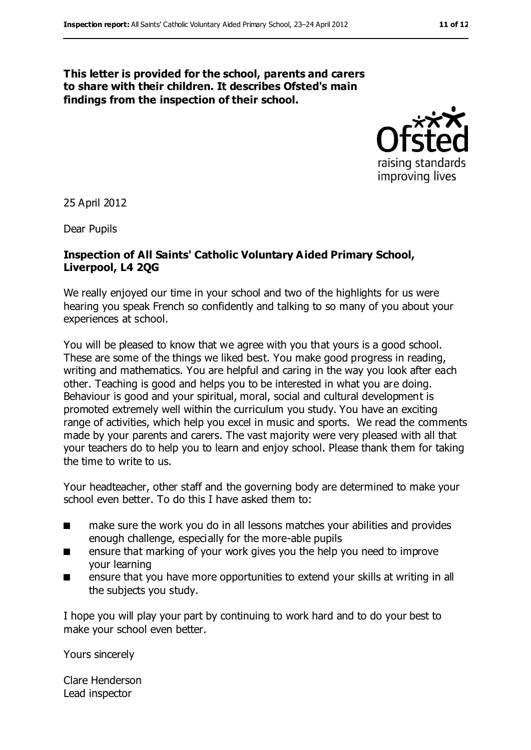**This letter is provided for the school, parents and carers to share with their children. It describes Ofsted's main findings from the inspection of their school.**

25 April 2012

Dear Pupils

**Inspection of All Saints' Catholic Voluntary Aided Primary School, Liverpool, L4 2QG**

We really enjoyed our time in your school and two of the highlights for us were hearing you speak French so confidently and talking to so many of you about your experiences at school.

You will be pleased to know that we agree with you that yours is a good school. These are some of the things we liked best. You make good progress in reading, writing and mathematics. You are helpful and caring in the way you look after each other. Teaching is good and helps you to be interested in what you are doing. Behaviour is good and your spiritual, moral, social and cultural development is promoted extremely well within the curriculum you study. You have an exciting range of activities, which help you excel in music and sports. We read the comments made by your parents and carers. The vast majority were very pleased with all that your teachers do to help you to learn and enjoy school. Please thank them for taking the time to write to us.

Your headteacher, other staff and the governing body are determined to make your school even better. To do this I have asked them to:

- make sure the work you do in all lessons matches your abilities and provides enough challenge, especially for the more-able pupils
- ensure that marking of your work gives you the help you need to improve your learning
- ensure that you have more opportunities to extend your skills at writing in all the subjects you study.

I hope you will play your part by continuing to work hard and to do your best to make your school even better.

Yours sincerely

Clare Henderson
Lead inspector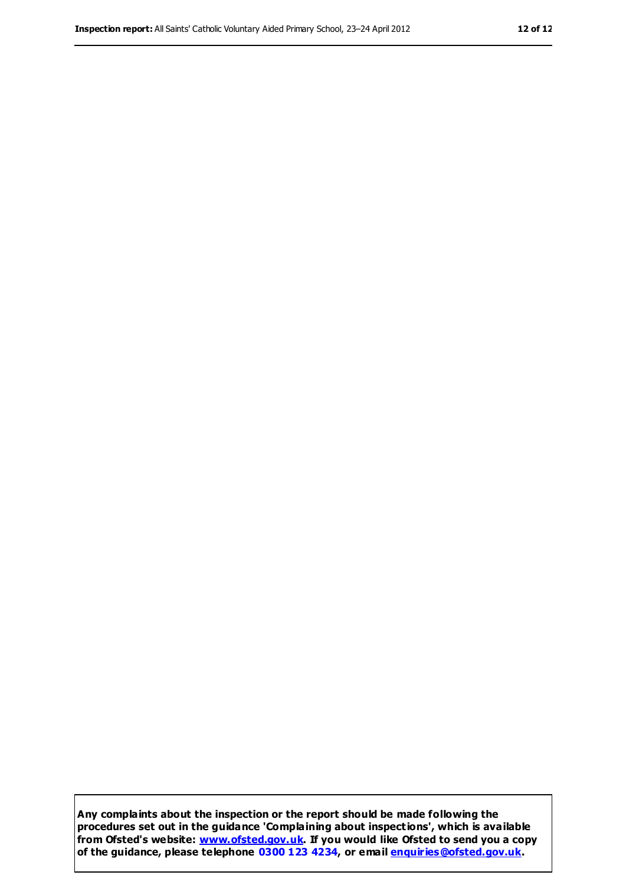**Any complaints about the inspection or the report should be made following the procedures set out in the guidance 'Complaining about inspections', which is available from Ofsted's website: www.ofsted.gov.uk. If you would like Ofsted to send you a copy of the guidance, please telephone 0300 123 4234, or email enquiries@ofsted.gov.uk.**